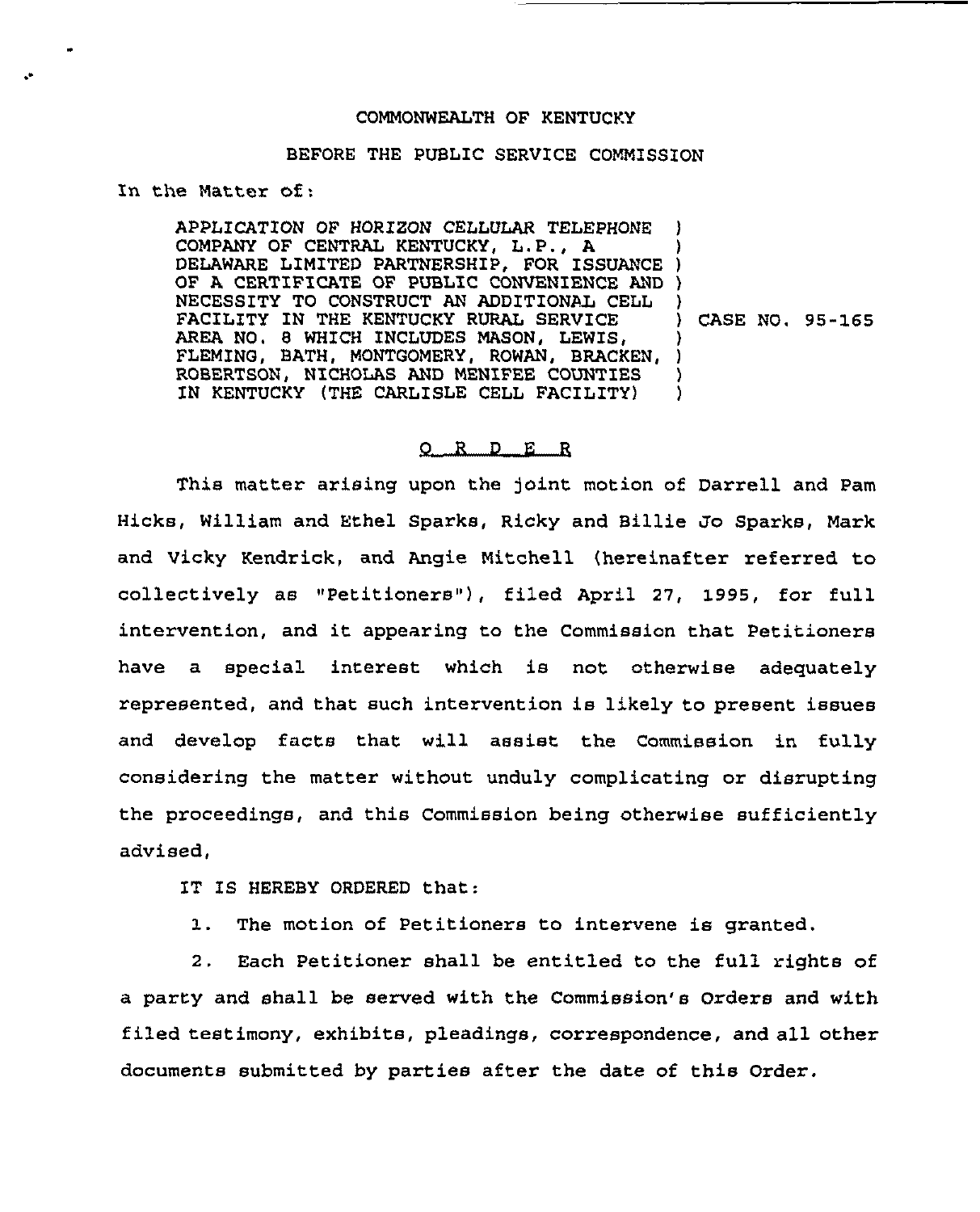COMMONWEALTH OF KENTUCKY

BEFORE THE PUBLIC SERVICE COMMISSION

In the Matter of:

| | | |
|---|---|---|
| APPLICATION OF HORIZON CELLULAR TELEPHONE COMPANY OF CENTRAL KENTUCKY, L.P., A DELAWARE LIMITED PARTNERSHIP, FOR ISSUANCE OF A CERTIFICATE OF PUBLIC CONVENIENCE AND NECESSITY TO CONSTRUCT AN ADDITIONAL CELL FACILITY IN THE KENTUCKY RURAL SERVICE AREA NO. 8 WHICH INCLUDES MASON, LEWIS, FLEMING, BATH, MONTGOMERY, ROWAN, BRACKEN, ROBERTSON, NICHOLAS AND MENIFEE COUNTIES IN KENTUCKY (THE CARLISLE CELL FACILITY) | ) | CASE NO. 95-165 |

## O R D E R

This matter arising upon the joint motion of Darrell and Pam Hicks, William and Ethel Sparks, Ricky and Billie Jo Sparks, Mark and Vicky Kendrick, and Angie Mitchell (hereinafter referred to collectively as "Petitioners"), filed April 27, 1995, for full intervention, and it appearing to the Commission that Petitioners have a special interest which is not otherwise adequately represented, and that such intervention is likely to present issues and develop facts that will assist the Commission in fully considering the matter without unduly complicating or disrupting the proceedings, and this Commission being otherwise sufficiently advised,

IT IS HEREBY ORDERED that:

1. The motion of Petitioners to intervene is granted.

2. Each Petitioner shall be entitled to the full rights of a party and shall be served with the Commission's Orders and with filed testimony, exhibits, pleadings, correspondence, and all other documents submitted by parties after the date of this Order.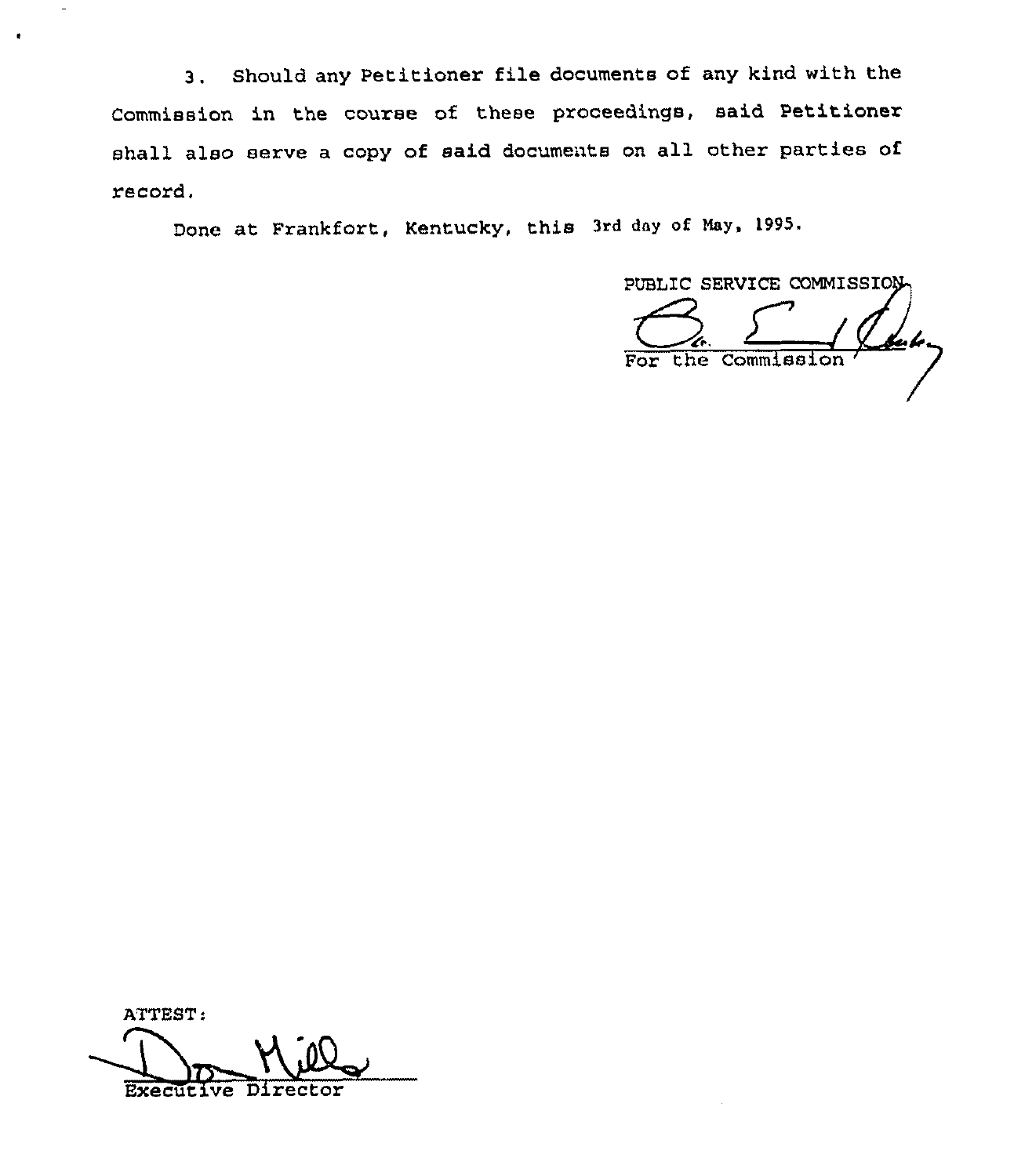3. Should any Petitioner file documents of any kind with the Commission in the course of these proceedings, said Petitioner shall also serve a copy of said documents on all other parties of record.

Done at Frankfort, Kentucky, this 3rd day of May, 1995.

PUBLIC SERVICE COMMISSION

For the Commission

ATTEST:

Executive Director